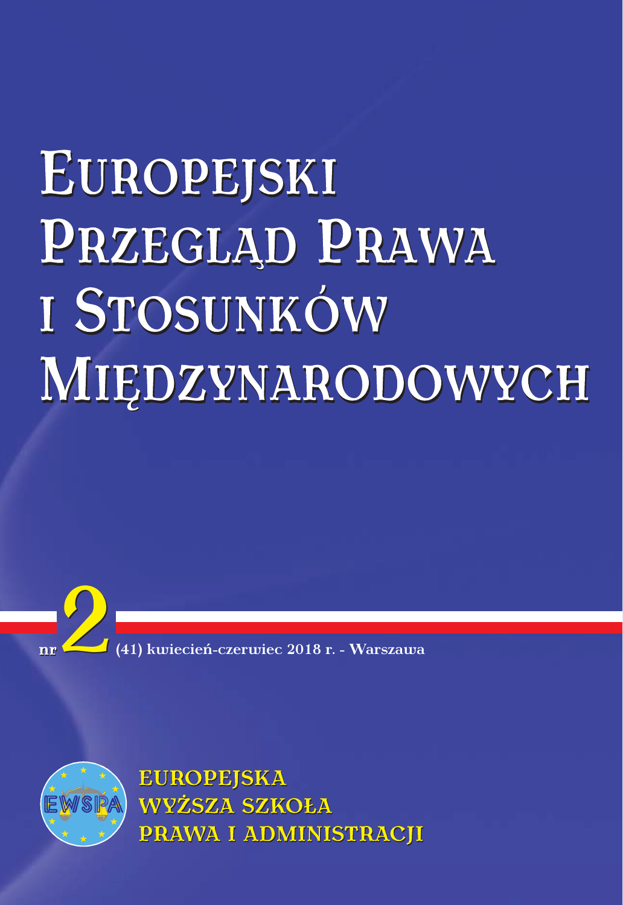# Europejski Przegląd Prawa i Stosunków Międzynarodowych

nr 2 (41) kwiecień-czerwiec 2018 r. - Warszawa

EUROPEJSKA
WYŻSZA SZKOŁA
PRAWA I ADMINISTRACJI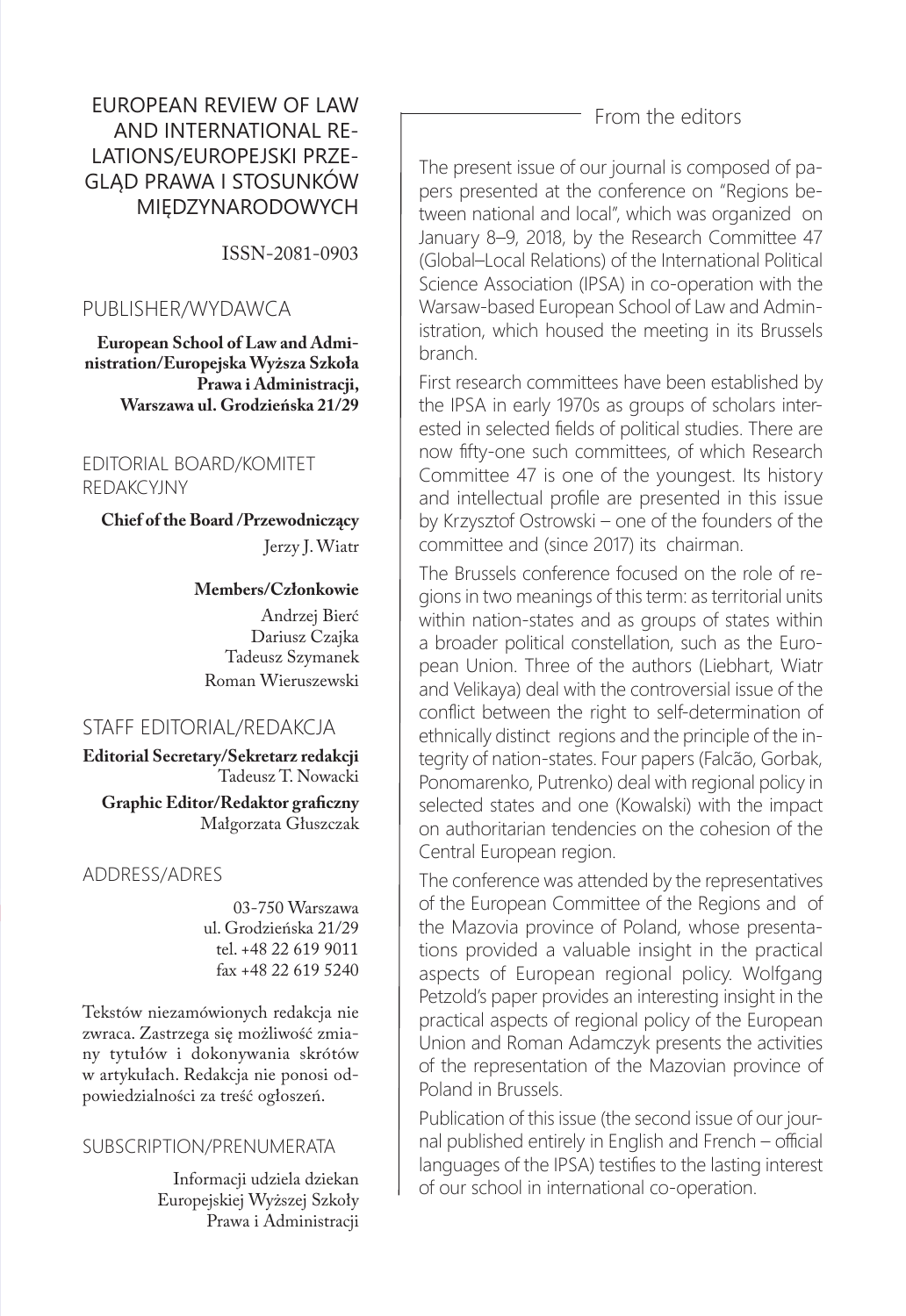# EUROPEAN REVIEW OF LAW AND INTERNATIONAL RELATIONS/EUROPEJSKI PRZEGLĄD PRAWA I STOSUNKÓW MIĘDZYNARODOWYCH

ISSN-2081-0903

## PUBLISHER/WYDAWCA

**European School of Law and Administration/Europejska Wyższa Szkoła Prawa i Administracji, Warszawa ul. Grodzieńska 21/29**

## EDITORIAL BOARD/KOMITET REDAKCYJNY

**Chief of the Board /Przewodniczący**
Jerzy J. Wiatr

**Members/Członkowie**
Andrzej Bierć
Dariusz Czajka
Tadeusz Szymanek
Roman Wieruszewski

## STAFF EDITORIAL/REDAKCJA

**Editorial Secretary/Sekretarz redakcji**
Tadeusz T. Nowacki

**Graphic Editor/Redaktor graficzny**
Małgorzata Głuszczak

## ADDRESS/ADRES

03-750 Warszawa
ul. Grodzieńska 21/29
tel. +48 22 619 9011
fax +48 22 619 5240

Tekstów niezamówionych redakcja nie zwraca. Zastrzega się możliwość zmiany tytułów i dokonywania skrótów w artykułach. Redakcja nie ponosi odpowiedzialności za treść ogłoszeń.

## SUBSCRIPTION/PRENUMERATA

Informacji udziela dziekan Europejskiej Wyższej Szkoły Prawa i Administracji

## From the editors

The present issue of our journal is composed of papers presented at the conference on "Regions between national and local", which was organized on January 8–9, 2018, by the Research Committee 47 (Global–Local Relations) of the International Political Science Association (IPSA) in co-operation with the Warsaw-based European School of Law and Administration, which housed the meeting in its Brussels branch.

First research committees have been established by the IPSA in early 1970s as groups of scholars interested in selected fields of political studies. There are now fifty-one such committees, of which Research Committee 47 is one of the youngest. Its history and intellectual profile are presented in this issue by Krzysztof Ostrowski – one of the founders of the committee and (since 2017) its chairman.

The Brussels conference focused on the role of regions in two meanings of this term: as territorial units within nation-states and as groups of states within a broader political constellation, such as the European Union. Three of the authors (Liebhart, Wiatr and Velikaya) deal with the controversial issue of the conflict between the right to self-determination of ethnically distinct regions and the principle of the integrity of nation-states. Four papers (Falcão, Gorbak, Ponomarenko, Putrenko) deal with regional policy in selected states and one (Kowalski) with the impact on authoritarian tendencies on the cohesion of the Central European region.

The conference was attended by the representatives of the European Committee of the Regions and of the Mazovia province of Poland, whose presentations provided a valuable insight in the practical aspects of European regional policy. Wolfgang Petzold's paper provides an interesting insight in the practical aspects of regional policy of the European Union and Roman Adamczyk presents the activities of the representation of the Mazovian province of Poland in Brussels.

Publication of this issue (the second issue of our journal published entirely in English and French – official languages of the IPSA) testifies to the lasting interest of our school in international co-operation.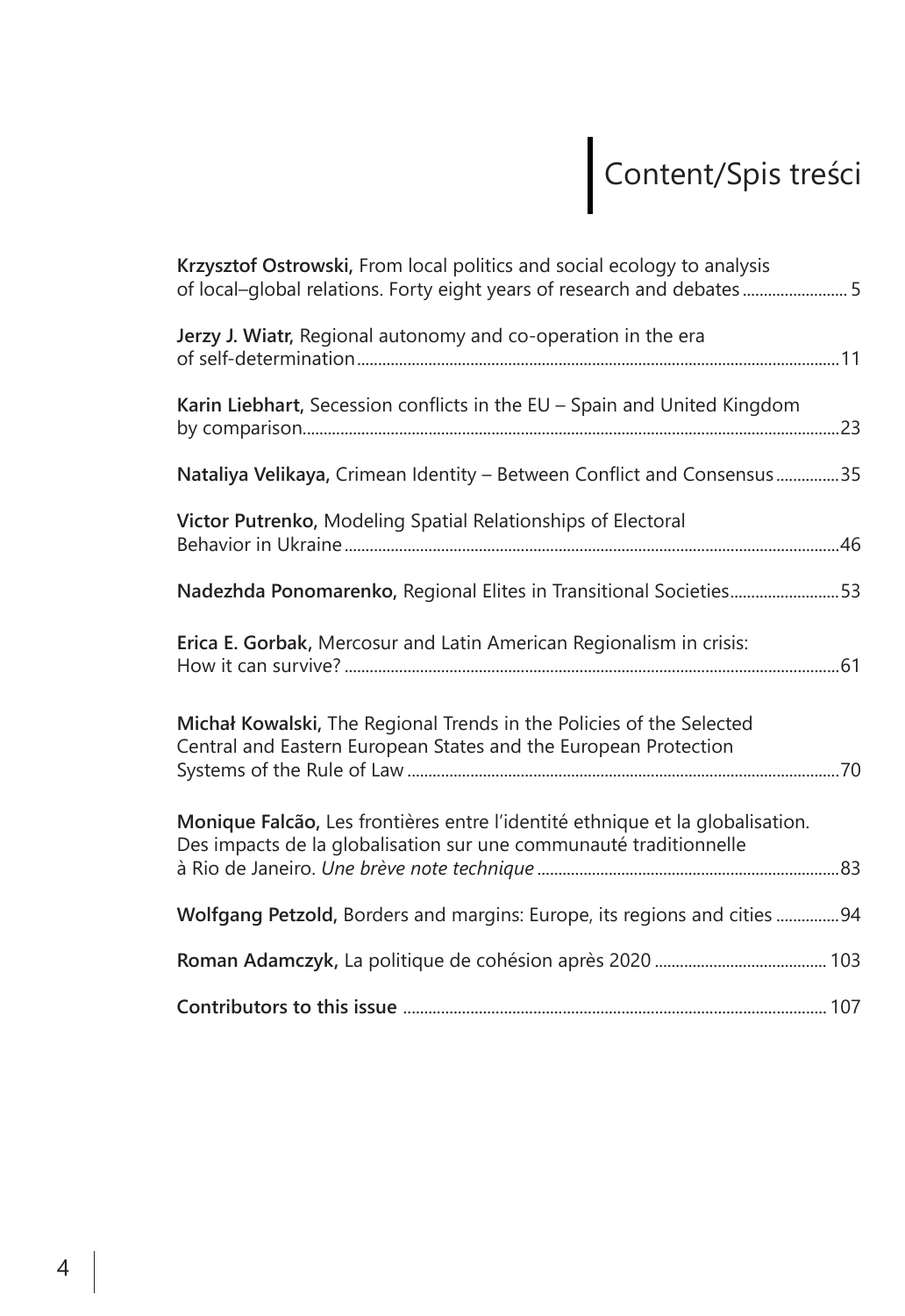# Content/Spis treści

**Krzysztof Ostrowski,** From local politics and social ecology to analysis of local–global relations. Forty eight years of research and debates ........................ 5

**Jerzy J. Wiatr,** Regional autonomy and co-operation in the era of self-determination ........................ 11

**Karin Liebhart,** Secession conflicts in the EU – Spain and United Kingdom by comparison ........................ 23

**Nataliya Velikaya,** Crimean Identity – Between Conflict and Consensus ........................ 35

**Victor Putrenko,** Modeling Spatial Relationships of Electoral Behavior in Ukraine ........................ 46

**Nadezhda Ponomarenko,** Regional Elites in Transitional Societies ........................ 53

**Erica E. Gorbak,** Mercosur and Latin American Regionalism in crisis: How it can survive? ........................ 61

**Michał Kowalski,** The Regional Trends in the Policies of the Selected Central and Eastern European States and the European Protection Systems of the Rule of Law ........................ 70

**Monique Falcão,** Les frontières entre l'identité ethnique et la globalisation. Des impacts de la globalisation sur une communauté traditionnelle à Rio de Janeiro. *Une brève note technique* ........................ 83

**Wolfgang Petzold,** Borders and margins: Europe, its regions and cities ........................ 94

**Roman Adamczyk,** La politique de cohésion après 2020 ........................ 103

**Contributors to this issue** ........................ 107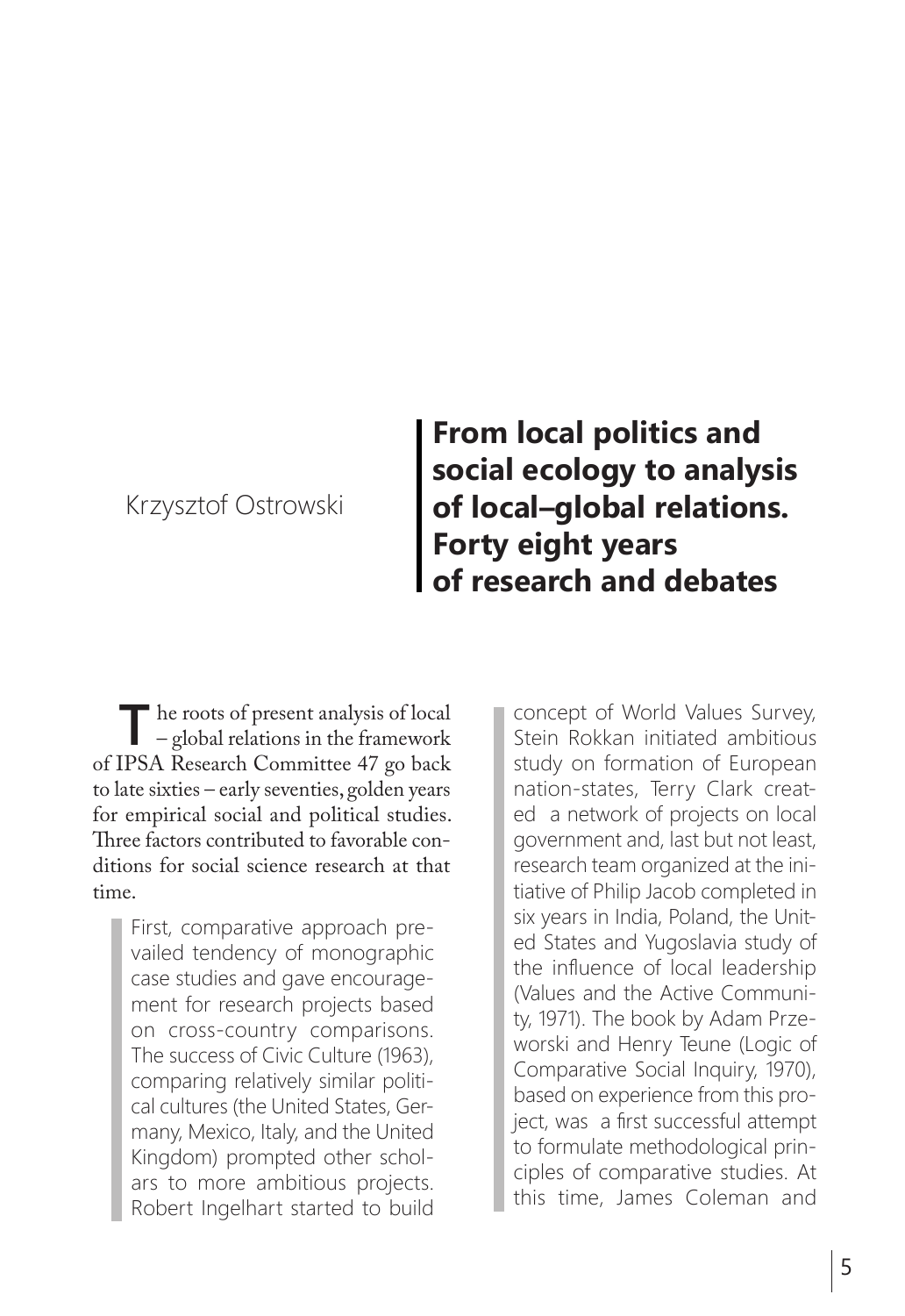Krzysztof Ostrowski

# From local politics and social ecology to analysis of local–global relations. Forty eight years of research and debates

The roots of present analysis of local – global relations in the framework of IPSA Research Committee 47 go back to late sixties – early seventies, golden years for empirical social and political studies. Three factors contributed to favorable conditions for social science research at that time.

First, comparative approach prevailed tendency of monographic case studies and gave encouragement for research projects based on cross-country comparisons. The success of Civic Culture (1963), comparing relatively similar political cultures (the United States, Germany, Mexico, Italy, and the United Kingdom) prompted other scholars to more ambitious projects. Robert Ingelhart started to build concept of World Values Survey, Stein Rokkan initiated ambitious study on formation of European nation-states, Terry Clark created a network of projects on local government and, last but not least, research team organized at the initiative of Philip Jacob completed in six years in India, Poland, the United States and Yugoslavia study of the influence of local leadership (Values and the Active Community, 1971). The book by Adam Przeworski and Henry Teune (Logic of Comparative Social Inquiry, 1970), based on experience from this project, was a first successful attempt to formulate methodological principles of comparative studies. At this time, James Coleman and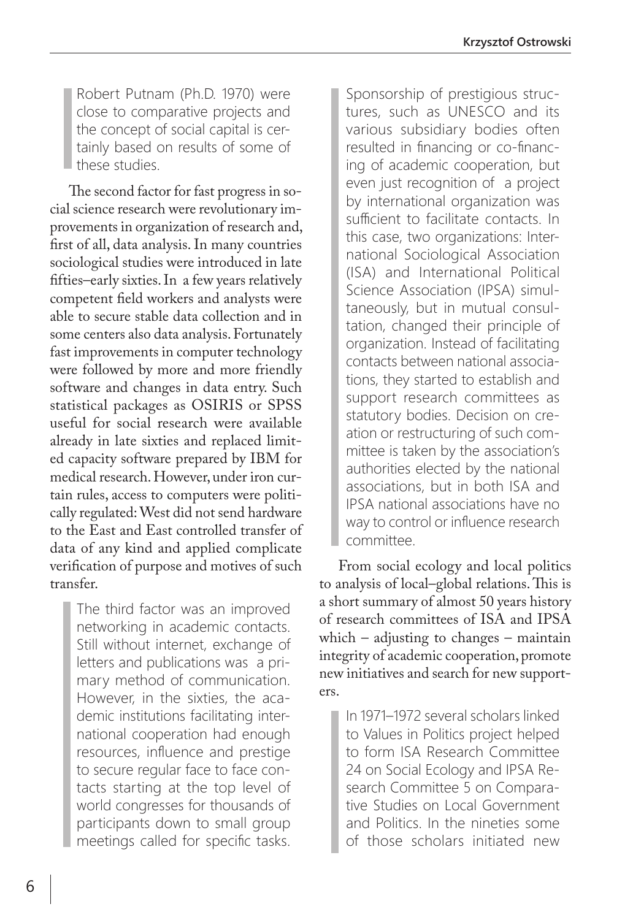Robert Putnam (Ph.D. 1970) were close to comparative projects and the concept of social capital is certainly based on results of some of these studies.

The second factor for fast progress in social science research were revolutionary improvements in organization of research and, first of all, data analysis. In many countries sociological studies were introduced in late fifties–early sixties. In a few years relatively competent field workers and analysts were able to secure stable data collection and in some centers also data analysis. Fortunately fast improvements in computer technology were followed by more and more friendly software and changes in data entry. Such statistical packages as OSIRIS or SPSS useful for social research were available already in late sixties and replaced limited capacity software prepared by IBM for medical research. However, under iron curtain rules, access to computers were politically regulated: West did not send hardware to the East and East controlled transfer of data of any kind and applied complicate verification of purpose and motives of such transfer.

The third factor was an improved networking in academic contacts. Still without internet, exchange of letters and publications was a primary method of communication. However, in the sixties, the academic institutions facilitating international cooperation had enough resources, influence and prestige to secure regular face to face contacts starting at the top level of world congresses for thousands of participants down to small group meetings called for specific tasks. Sponsorship of prestigious structures, such as UNESCO and its various subsidiary bodies often resulted in financing or co-financing of academic cooperation, but even just recognition of a project by international organization was sufficient to facilitate contacts. In this case, two organizations: International Sociological Association (ISA) and International Political Science Association (IPSA) simultaneously, but in mutual consultation, changed their principle of organization. Instead of facilitating contacts between national associations, they started to establish and support research committees as statutory bodies. Decision on creation or restructuring of such committee is taken by the association's authorities elected by the national associations, but in both ISA and IPSA national associations have no way to control or influence research committee.

From social ecology and local politics to analysis of local–global relations. This is a short summary of almost 50 years history of research committees of ISA and IPSA which – adjusting to changes – maintain integrity of academic cooperation, promote new initiatives and search for new supporters.

In 1971–1972 several scholars linked to Values in Politics project helped to form ISA Research Committee 24 on Social Ecology and IPSA Research Committee 5 on Comparative Studies on Local Government and Politics. In the nineties some of those scholars initiated new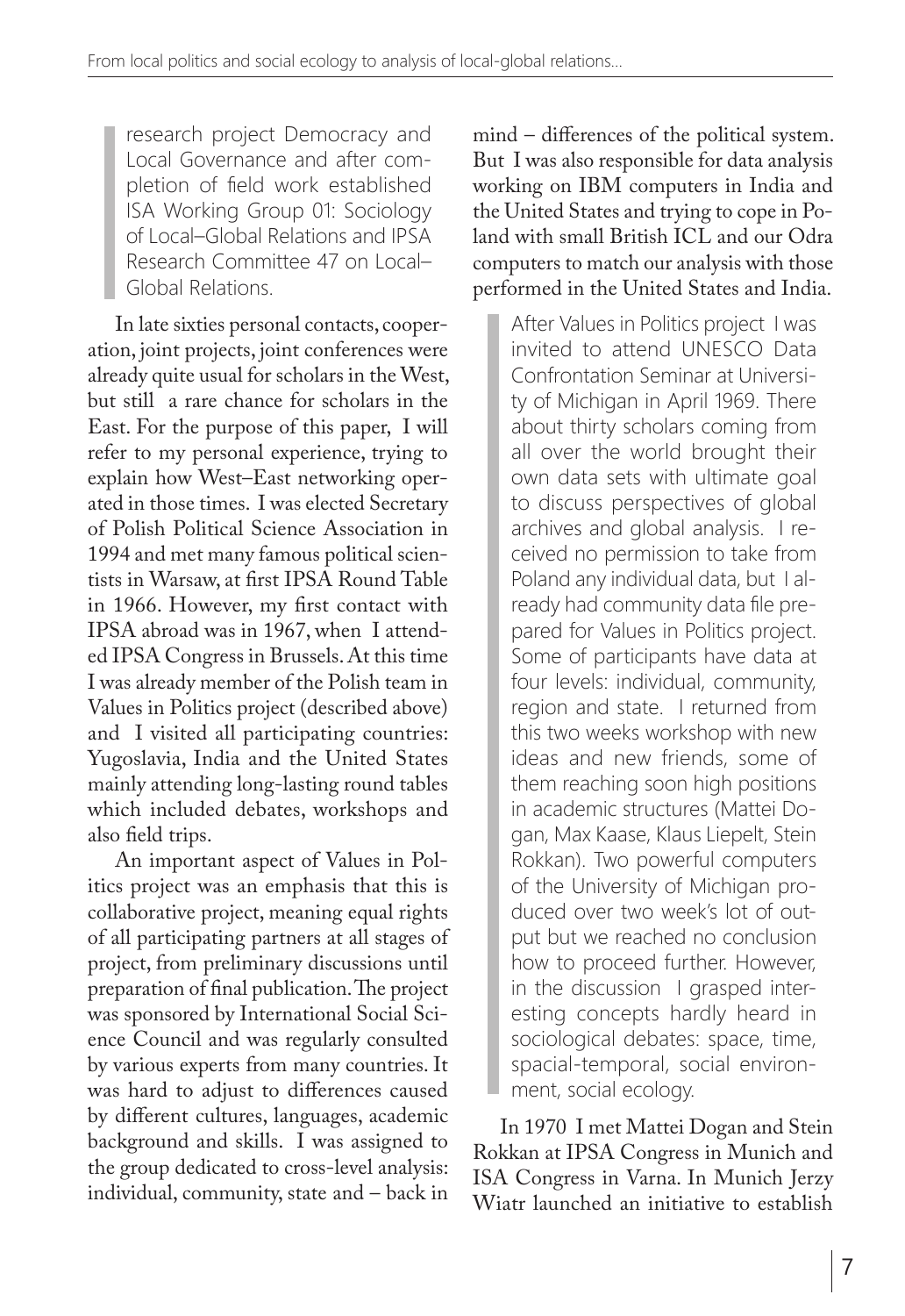> research project Democracy and Local Governance and after completion of field work established ISA Working Group 01: Sociology of Local–Global Relations and IPSA Research Committee 47 on Local–Global Relations.

In late sixties personal contacts, cooperation, joint projects, joint conferences were already quite usual for scholars in the West, but still a rare chance for scholars in the East. For the purpose of this paper, I will refer to my personal experience, trying to explain how West–East networking operated in those times. I was elected Secretary of Polish Political Science Association in 1994 and met many famous political scientists in Warsaw, at first IPSA Round Table in 1966. However, my first contact with IPSA abroad was in 1967, when I attended IPSA Congress in Brussels. At this time I was already member of the Polish team in Values in Politics project (described above) and I visited all participating countries: Yugoslavia, India and the United States mainly attending long-lasting round tables which included debates, workshops and also field trips.

An important aspect of Values in Politics project was an emphasis that this is collaborative project, meaning equal rights of all participating partners at all stages of project, from preliminary discussions until preparation of final publication. The project was sponsored by International Social Science Council and was regularly consulted by various experts from many countries. It was hard to adjust to differences caused by different cultures, languages, academic background and skills. I was assigned to the group dedicated to cross-level analysis: individual, community, state and – back in mind – differences of the political system. But I was also responsible for data analysis working on IBM computers in India and the United States and trying to cope in Poland with small British ICL and our Odra computers to match our analysis with those performed in the United States and India.

> After Values in Politics project I was invited to attend UNESCO Data Confrontation Seminar at University of Michigan in April 1969. There about thirty scholars coming from all over the world brought their own data sets with ultimate goal to discuss perspectives of global archives and global analysis. I received no permission to take from Poland any individual data, but I already had community data file prepared for Values in Politics project. Some of participants have data at four levels: individual, community, region and state. I returned from this two weeks workshop with new ideas and new friends, some of them reaching soon high positions in academic structures (Mattei Dogan, Max Kaase, Klaus Liepelt, Stein Rokkan). Two powerful computers of the University of Michigan produced over two week's lot of output but we reached no conclusion how to proceed further. However, in the discussion I grasped interesting concepts hardly heard in sociological debates: space, time, spacial-temporal, social environment, social ecology.

In 1970 I met Mattei Dogan and Stein Rokkan at IPSA Congress in Munich and ISA Congress in Varna. In Munich Jerzy Wiatr launched an initiative to establish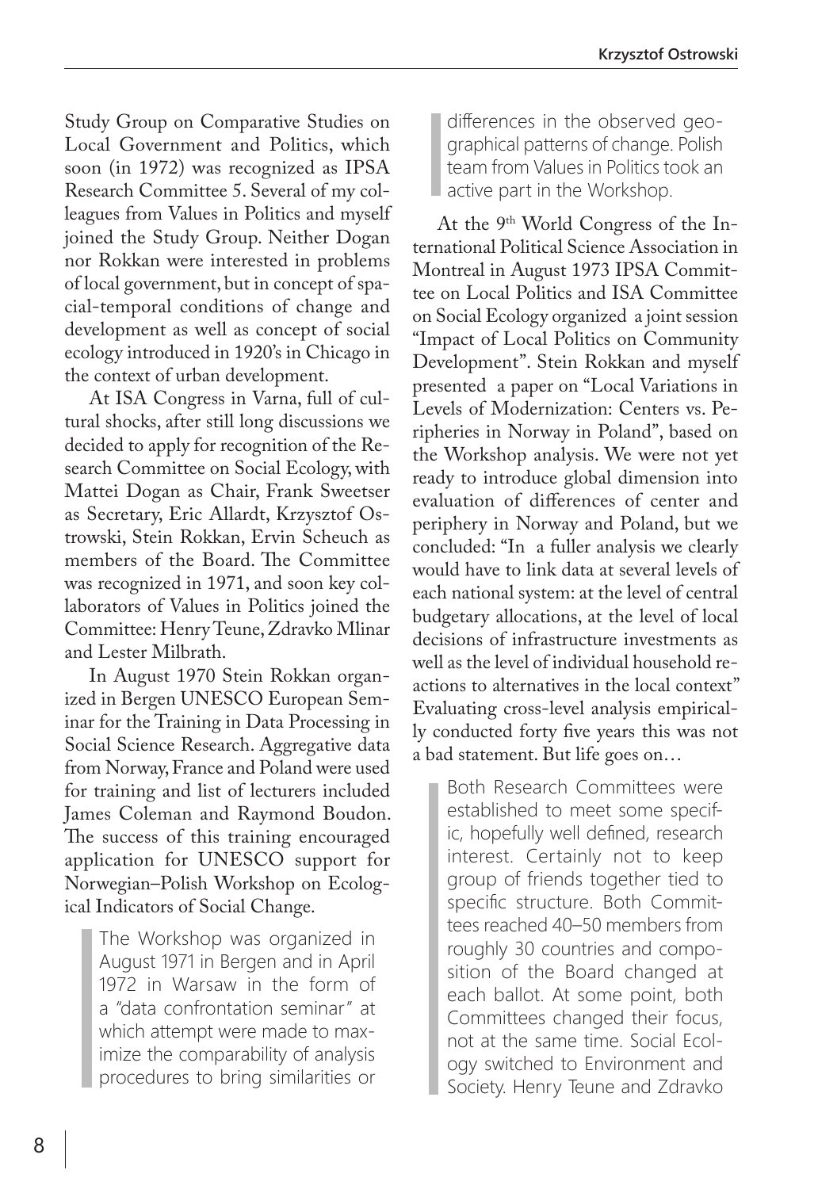Study Group on Comparative Studies on Local Government and Politics, which soon (in 1972) was recognized as IPSA Research Committee 5. Several of my colleagues from Values in Politics and myself joined the Study Group. Neither Dogan nor Rokkan were interested in problems of local government, but in concept of spacial-temporal conditions of change and development as well as concept of social ecology introduced in 1920's in Chicago in the context of urban development.

At ISA Congress in Varna, full of cultural shocks, after still long discussions we decided to apply for recognition of the Research Committee on Social Ecology, with Mattei Dogan as Chair, Frank Sweetser as Secretary, Eric Allardt, Krzysztof Ostrowski, Stein Rokkan, Ervin Scheuch as members of the Board. The Committee was recognized in 1971, and soon key collaborators of Values in Politics joined the Committee: Henry Teune, Zdravko Mlinar and Lester Milbrath.

In August 1970 Stein Rokkan organized in Bergen UNESCO European Seminar for the Training in Data Processing in Social Science Research. Aggregative data from Norway, France and Poland were used for training and list of lecturers included James Coleman and Raymond Boudon. The success of this training encouraged application for UNESCO support for Norwegian–Polish Workshop on Ecological Indicators of Social Change.

> The Workshop was organized in August 1971 in Bergen and in April 1972 in Warsaw in the form of a "data confrontation seminar" at which attempt were made to maximize the comparability of analysis procedures to bring similarities or differences in the observed geographical patterns of change. Polish team from Values in Politics took an active part in the Workshop.

At the 9th World Congress of the International Political Science Association in Montreal in August 1973 IPSA Committee on Local Politics and ISA Committee on Social Ecology organized a joint session "Impact of Local Politics on Community Development". Stein Rokkan and myself presented a paper on "Local Variations in Levels of Modernization: Centers vs. Peripheries in Norway in Poland", based on the Workshop analysis. We were not yet ready to introduce global dimension into evaluation of differences of center and periphery in Norway and Poland, but we concluded: "In a fuller analysis we clearly would have to link data at several levels of each national system: at the level of central budgetary allocations, at the level of local decisions of infrastructure investments as well as the level of individual household reactions to alternatives in the local context" Evaluating cross-level analysis empirically conducted forty five years this was not a bad statement. But life goes on…

> Both Research Committees were established to meet some specific, hopefully well defined, research interest. Certainly not to keep group of friends together tied to specific structure. Both Committees reached 40–50 members from roughly 30 countries and composition of the Board changed at each ballot. At some point, both Committees changed their focus, not at the same time. Social Ecology switched to Environment and Society. Henry Teune and Zdravko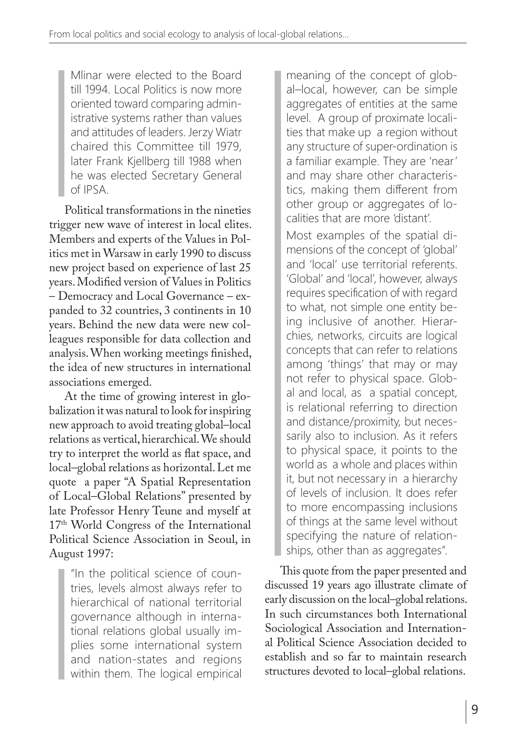> Mlinar were elected to the Board till 1994. Local Politics is now more oriented toward comparing administrative systems rather than values and attitudes of leaders. Jerzy Wiatr chaired this Committee till 1979, later Frank Kjellberg till 1988 when he was elected Secretary General of IPSA.

Political transformations in the nineties trigger new wave of interest in local elites. Members and experts of the Values in Politics met in Warsaw in early 1990 to discuss new project based on experience of last 25 years. Modified version of Values in Politics – Democracy and Local Governance – expanded to 32 countries, 3 continents in 10 years. Behind the new data were new colleagues responsible for data collection and analysis. When working meetings finished, the idea of new structures in international associations emerged.

At the time of growing interest in globalization it was natural to look for inspiring new approach to avoid treating global–local relations as vertical, hierarchical. We should try to interpret the world as flat space, and local–global relations as horizontal. Let me quote a paper "A Spatial Representation of Local–Global Relations" presented by late Professor Henry Teune and myself at 17th World Congress of the International Political Science Association in Seoul, in August 1997:

> "In the political science of countries, levels almost always refer to hierarchical of national territorial governance although in international relations global usually implies some international system and nation-states and regions within them. The logical empirical meaning of the concept of global–local, however, can be simple aggregates of entities at the same level. A group of proximate localities that make up a region without any structure of super-ordination is a familiar example. They are 'near' and may share other characteristics, making them different from other group or aggregates of localities that are more 'distant'.
>
> Most examples of the spatial dimensions of the concept of 'global' and 'local' use territorial referents. 'Global' and 'local', however, always requires specification of with regard to what, not simple one entity being inclusive of another. Hierarchies, networks, circuits are logical concepts that can refer to relations among 'things' that may or may not refer to physical space. Global and local, as a spatial concept, is relational referring to direction and distance/proximity, but necessarily also to inclusion. As it refers to physical space, it points to the world as a whole and places within it, but not necessary in a hierarchy of levels of inclusion. It does refer to more encompassing inclusions of things at the same level without specifying the nature of relationships, other than as aggregates".

This quote from the paper presented and discussed 19 years ago illustrate climate of early discussion on the local–global relations. In such circumstances both International Sociological Association and International Political Science Association decided to establish and so far to maintain research structures devoted to local–global relations.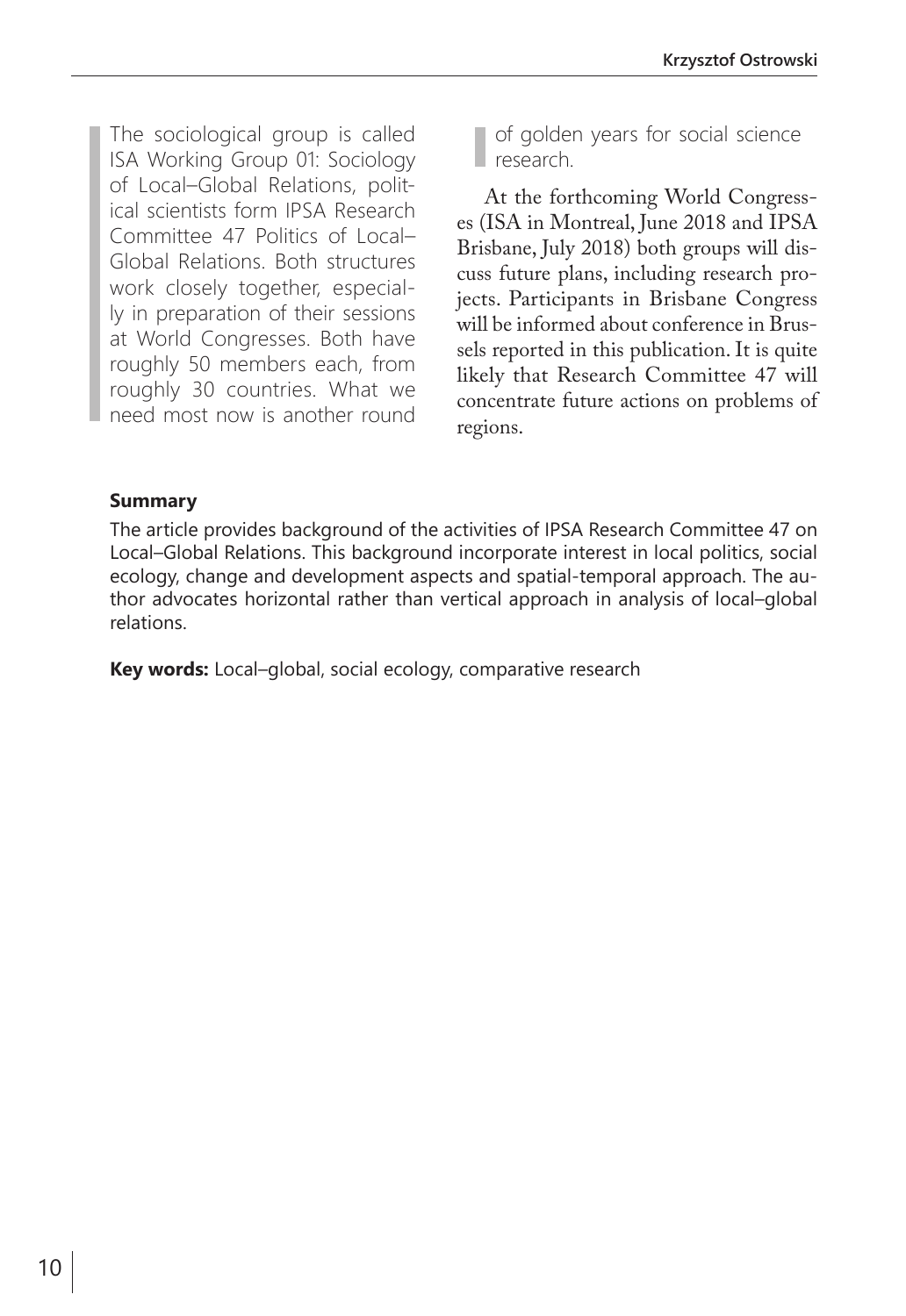The sociological group is called ISA Working Group 01: Sociology of Local–Global Relations, political scientists form IPSA Research Committee 47 Politics of Local–Global Relations. Both structures work closely together, especially in preparation of their sessions at World Congresses. Both have roughly 50 members each, from roughly 30 countries. What we need most now is another round of golden years for social science research.

At the forthcoming World Congresses (ISA in Montreal, June 2018 and IPSA Brisbane, July 2018) both groups will discuss future plans, including research projects. Participants in Brisbane Congress will be informed about conference in Brussels reported in this publication. It is quite likely that Research Committee 47 will concentrate future actions on problems of regions.

**Summary**

The article provides background of the activities of IPSA Research Committee 47 on Local–Global Relations. This background incorporate interest in local politics, social ecology, change and development aspects and spatial-temporal approach. The author advocates horizontal rather than vertical approach in analysis of local–global relations.

**Key words:** Local–global, social ecology, comparative research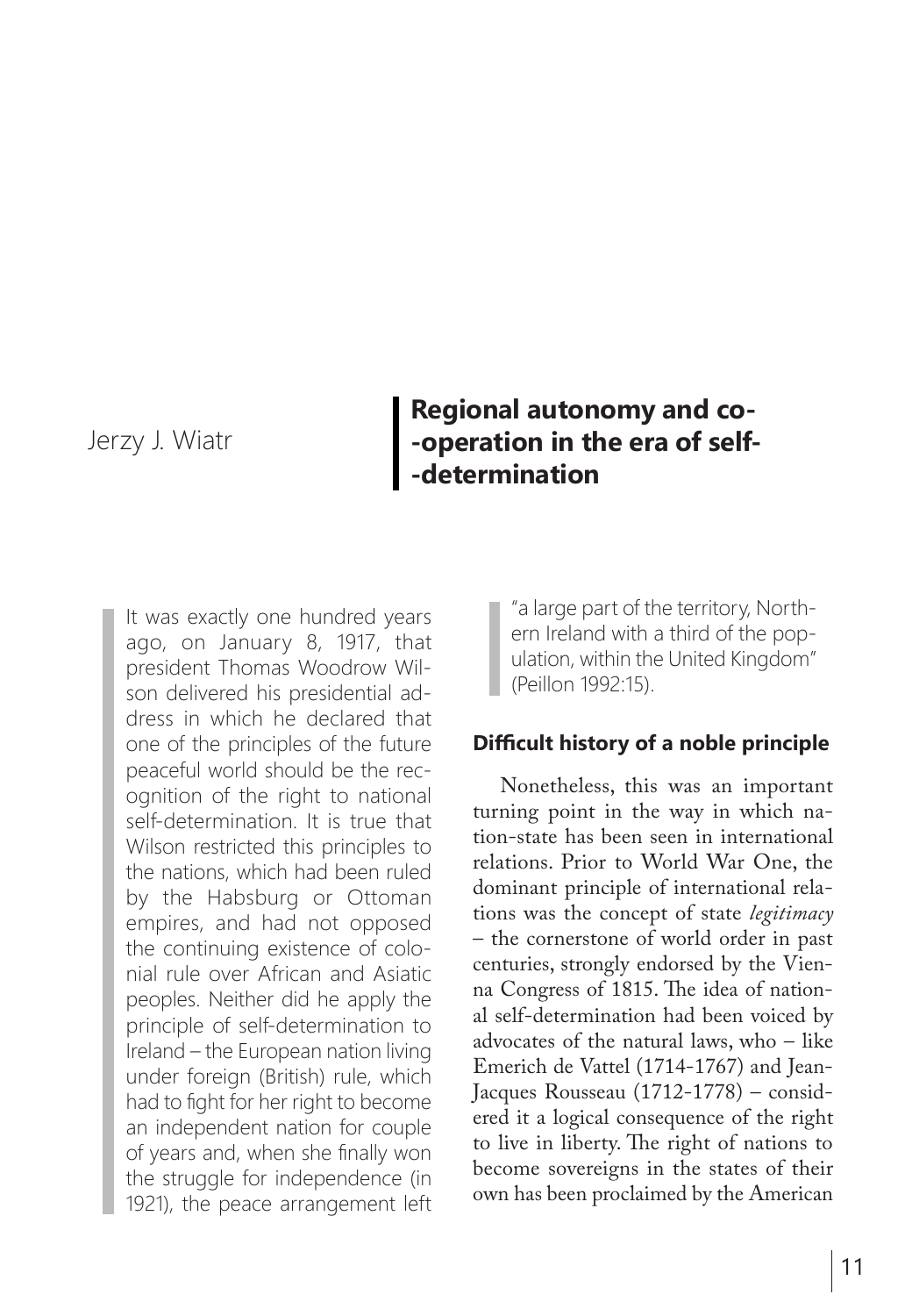Jerzy J. Wiatr

# Regional autonomy and co-operation in the era of self-determination

> It was exactly one hundred years ago, on January 8, 1917, that president Thomas Woodrow Wilson delivered his presidential address in which he declared that one of the principles of the future peaceful world should be the recognition of the right to national self-determination. It is true that Wilson restricted this principles to the nations, which had been ruled by the Habsburg or Ottoman empires, and had not opposed the continuing existence of colonial rule over African and Asiatic peoples. Neither did he apply the principle of self-determination to Ireland – the European nation living under foreign (British) rule, which had to fight for her right to become an independent nation for couple of years and, when she finally won the struggle for independence (in 1921), the peace arrangement left "a large part of the territory, Northern Ireland with a third of the population, within the United Kingdom" (Peillon 1992:15).

## Difficult history of a noble principle

Nonetheless, this was an important turning point in the way in which nation-state has been seen in international relations. Prior to World War One, the dominant principle of international relations was the concept of state *legitimacy* – the cornerstone of world order in past centuries, strongly endorsed by the Vienna Congress of 1815. The idea of national self-determination had been voiced by advocates of the natural laws, who – like Emerich de Vattel (1714-1767) and Jean-Jacques Rousseau (1712-1778) – considered it a logical consequence of the right to live in liberty. The right of nations to become sovereigns in the states of their own has been proclaimed by the American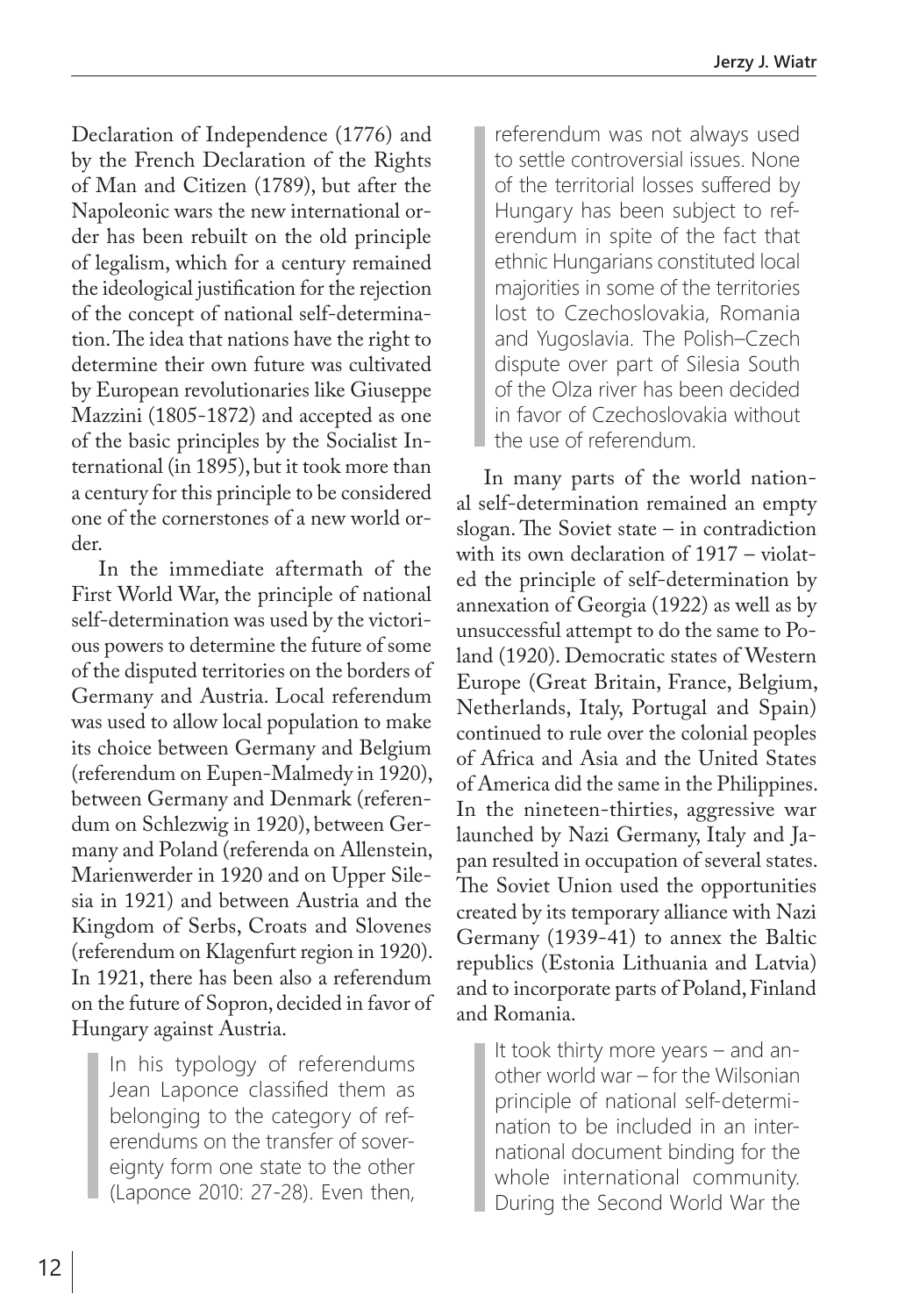Declaration of Independence (1776) and by the French Declaration of the Rights of Man and Citizen (1789), but after the Napoleonic wars the new international order has been rebuilt on the old principle of legalism, which for a century remained the ideological justification for the rejection of the concept of national self-determination. The idea that nations have the right to determine their own future was cultivated by European revolutionaries like Giuseppe Mazzini (1805-1872) and accepted as one of the basic principles by the Socialist International (in 1895), but it took more than a century for this principle to be considered one of the cornerstones of a new world order.

In the immediate aftermath of the First World War, the principle of national self-determination was used by the victorious powers to determine the future of some of the disputed territories on the borders of Germany and Austria. Local referendum was used to allow local population to make its choice between Germany and Belgium (referendum on Eupen-Malmedy in 1920), between Germany and Denmark (referendum on Schlezwig in 1920), between Germany and Poland (referenda on Allenstein, Marienwerder in 1920 and on Upper Silesia in 1921) and between Austria and the Kingdom of Serbs, Croats and Slovenes (referendum on Klagenfurt region in 1920). In 1921, there has been also a referendum on the future of Sopron, decided in favor of Hungary against Austria.

> In his typology of referendums Jean Laponce classified them as belonging to the category of referendums on the transfer of sovereignty form one state to the other (Laponce 2010: 27-28). Even then, referendum was not always used to settle controversial issues. None of the territorial losses suffered by Hungary has been subject to referendum in spite of the fact that ethnic Hungarians constituted local majorities in some of the territories lost to Czechoslovakia, Romania and Yugoslavia. The Polish–Czech dispute over part of Silesia South of the Olza river has been decided in favor of Czechoslovakia without the use of referendum.

In many parts of the world national self-determination remained an empty slogan. The Soviet state – in contradiction with its own declaration of 1917 – violated the principle of self-determination by annexation of Georgia (1922) as well as by unsuccessful attempt to do the same to Poland (1920). Democratic states of Western Europe (Great Britain, France, Belgium, Netherlands, Italy, Portugal and Spain) continued to rule over the colonial peoples of Africa and Asia and the United States of America did the same in the Philippines. In the nineteen-thirties, aggressive war launched by Nazi Germany, Italy and Japan resulted in occupation of several states. The Soviet Union used the opportunities created by its temporary alliance with Nazi Germany (1939-41) to annex the Baltic republics (Estonia Lithuania and Latvia) and to incorporate parts of Poland, Finland and Romania.

> It took thirty more years – and another world war – for the Wilsonian principle of national self-determination to be included in an international document binding for the whole international community. During the Second World War the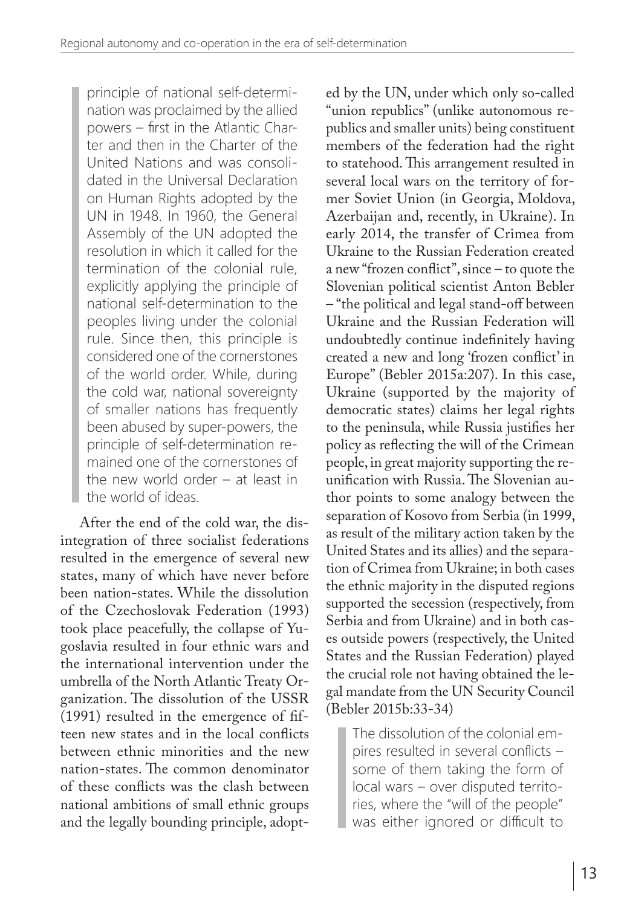> principle of national self-determination was proclaimed by the allied powers – first in the Atlantic Charter and then in the Charter of the United Nations and was consolidated in the Universal Declaration on Human Rights adopted by the UN in 1948. In 1960, the General Assembly of the UN adopted the resolution in which it called for the termination of the colonial rule, explicitly applying the principle of national self-determination to the peoples living under the colonial rule. Since then, this principle is considered one of the cornerstones of the world order. While, during the cold war, national sovereignty of smaller nations has frequently been abused by super-powers, the principle of self-determination remained one of the cornerstones of the new world order – at least in the world of ideas.

After the end of the cold war, the disintegration of three socialist federations resulted in the emergence of several new states, many of which have never before been nation-states. While the dissolution of the Czechoslovak Federation (1993) took place peacefully, the collapse of Yugoslavia resulted in four ethnic wars and the international intervention under the umbrella of the North Atlantic Treaty Organization. The dissolution of the USSR (1991) resulted in the emergence of fifteen new states and in the local conflicts between ethnic minorities and the new nation-states. The common denominator of these conflicts was the clash between national ambitions of small ethnic groups and the legally bounding principle, adopted by the UN, under which only so-called "union republics" (unlike autonomous republics and smaller units) being constituent members of the federation had the right to statehood. This arrangement resulted in several local wars on the territory of former Soviet Union (in Georgia, Moldova, Azerbaijan and, recently, in Ukraine). In early 2014, the transfer of Crimea from Ukraine to the Russian Federation created a new "frozen conflict", since – to quote the Slovenian political scientist Anton Bebler – "the political and legal stand-off between Ukraine and the Russian Federation will undoubtedly continue indefinitely having created a new and long 'frozen conflict' in Europe" (Bebler 2015a:207). In this case, Ukraine (supported by the majority of democratic states) claims her legal rights to the peninsula, while Russia justifies her policy as reflecting the will of the Crimean people, in great majority supporting the reunification with Russia. The Slovenian author points to some analogy between the separation of Kosovo from Serbia (in 1999, as result of the military action taken by the United States and its allies) and the separation of Crimea from Ukraine; in both cases the ethnic majority in the disputed regions supported the secession (respectively, from Serbia and from Ukraine) and in both cases outside powers (respectively, the United States and the Russian Federation) played the crucial role not having obtained the legal mandate from the UN Security Council (Bebler 2015b:33-34)

> The dissolution of the colonial empires resulted in several conflicts – some of them taking the form of local wars – over disputed territories, where the "will of the people" was either ignored or difficult to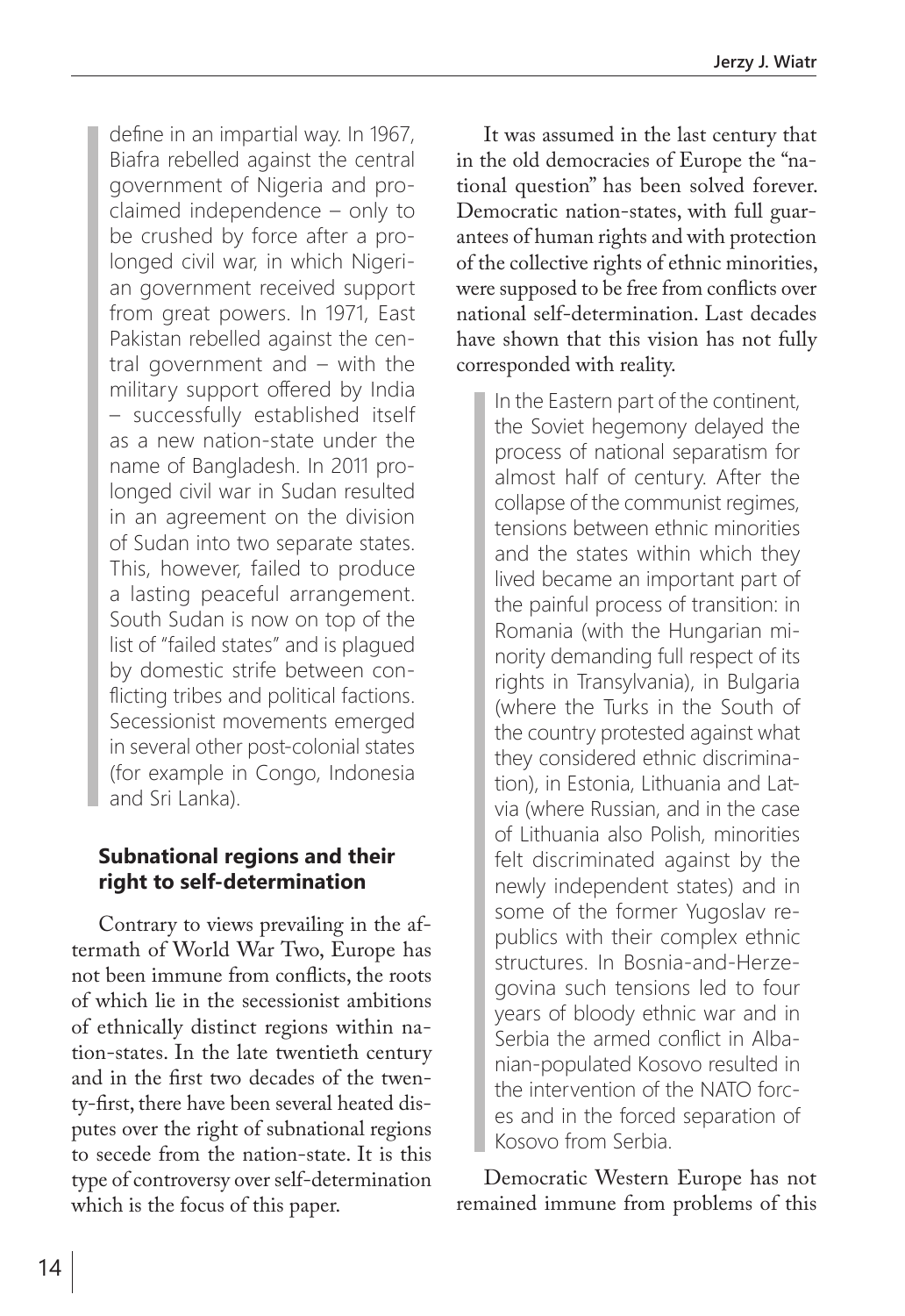define in an impartial way. In 1967, Biafra rebelled against the central government of Nigeria and proclaimed independence – only to be crushed by force after a prolonged civil war, in which Nigerian government received support from great powers. In 1971, East Pakistan rebelled against the central government and – with the military support offered by India – successfully established itself as a new nation-state under the name of Bangladesh. In 2011 prolonged civil war in Sudan resulted in an agreement on the division of Sudan into two separate states. This, however, failed to produce a lasting peaceful arrangement. South Sudan is now on top of the list of "failed states" and is plagued by domestic strife between conflicting tribes and political factions. Secessionist movements emerged in several other post-colonial states (for example in Congo, Indonesia and Sri Lanka).

## Subnational regions and their right to self-determination

Contrary to views prevailing in the aftermath of World War Two, Europe has not been immune from conflicts, the roots of which lie in the secessionist ambitions of ethnically distinct regions within nation-states. In the late twentieth century and in the first two decades of the twenty-first, there have been several heated disputes over the right of subnational regions to secede from the nation-state. It is this type of controversy over self-determination which is the focus of this paper.

It was assumed in the last century that in the old democracies of Europe the "national question" has been solved forever. Democratic nation-states, with full guarantees of human rights and with protection of the collective rights of ethnic minorities, were supposed to be free from conflicts over national self-determination. Last decades have shown that this vision has not fully corresponded with reality.

In the Eastern part of the continent, the Soviet hegemony delayed the process of national separatism for almost half of century. After the collapse of the communist regimes, tensions between ethnic minorities and the states within which they lived became an important part of the painful process of transition: in Romania (with the Hungarian minority demanding full respect of its rights in Transylvania), in Bulgaria (where the Turks in the South of the country protested against what they considered ethnic discrimination), in Estonia, Lithuania and Latvia (where Russian, and in the case of Lithuania also Polish, minorities felt discriminated against by the newly independent states) and in some of the former Yugoslav republics with their complex ethnic structures. In Bosnia-and-Herzegovina such tensions led to four years of bloody ethnic war and in Serbia the armed conflict in Albanian-populated Kosovo resulted in the intervention of the NATO forces and in the forced separation of Kosovo from Serbia.

Democratic Western Europe has not remained immune from problems of this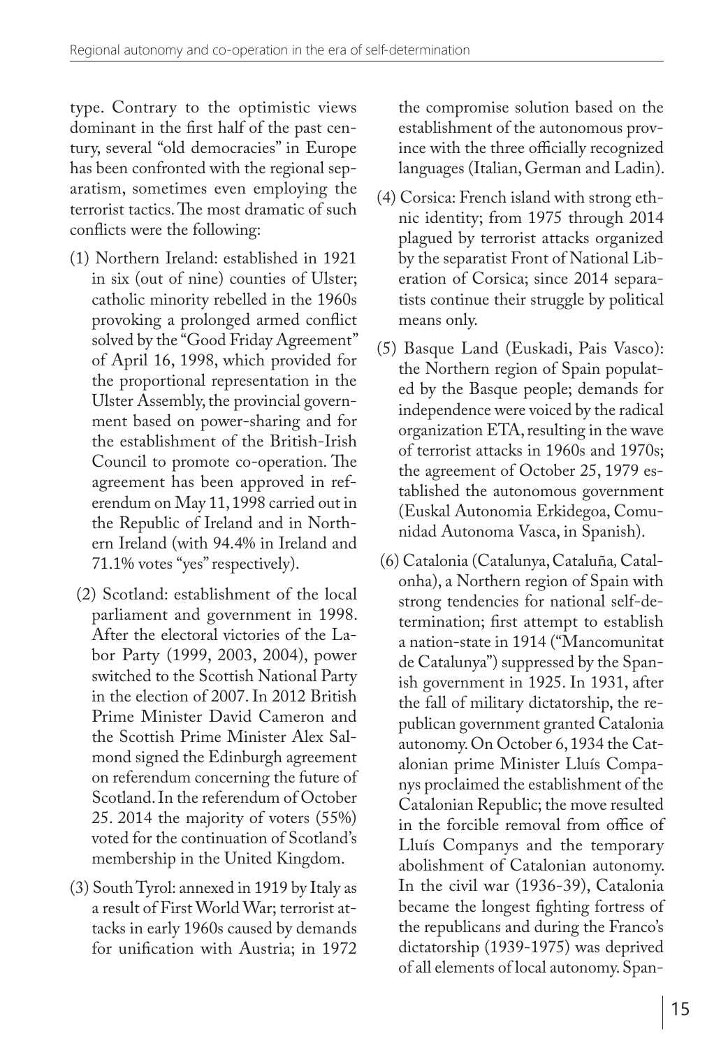type. Contrary to the optimistic views dominant in the first half of the past century, several "old democracies" in Europe has been confronted with the regional separatism, sometimes even employing the terrorist tactics. The most dramatic of such conflicts were the following:

(1) Northern Ireland: established in 1921 in six (out of nine) counties of Ulster; catholic minority rebelled in the 1960s provoking a prolonged armed conflict solved by the "Good Friday Agreement" of April 16, 1998, which provided for the proportional representation in the Ulster Assembly, the provincial government based on power-sharing and for the establishment of the British-Irish Council to promote co-operation. The agreement has been approved in referendum on May 11, 1998 carried out in the Republic of Ireland and in Northern Ireland (with 94.4% in Ireland and 71.1% votes "yes" respectively).

(2) Scotland: establishment of the local parliament and government in 1998. After the electoral victories of the Labor Party (1999, 2003, 2004), power switched to the Scottish National Party in the election of 2007. In 2012 British Prime Minister David Cameron and the Scottish Prime Minister Alex Salmond signed the Edinburgh agreement on referendum concerning the future of Scotland. In the referendum of October 25. 2014 the majority of voters (55%) voted for the continuation of Scotland's membership in the United Kingdom.

(3) South Tyrol: annexed in 1919 by Italy as a result of First World War; terrorist attacks in early 1960s caused by demands for unification with Austria; in 1972 the compromise solution based on the establishment of the autonomous province with the three officially recognized languages (Italian, German and Ladin).

(4) Corsica: French island with strong ethnic identity; from 1975 through 2014 plagued by terrorist attacks organized by the separatist Front of National Liberation of Corsica; since 2014 separatists continue their struggle by political means only.

(5) Basque Land (Euskadi, Pais Vasco): the Northern region of Spain populated by the Basque people; demands for independence were voiced by the radical organization ETA, resulting in the wave of terrorist attacks in 1960s and 1970s; the agreement of October 25, 1979 established the autonomous government (Euskal Autonomia Erkidegoa, Comunidad Autonoma Vasca, in Spanish).

(6) Catalonia (Catalunya, Cataluña, Catalonha), a Northern region of Spain with strong tendencies for national self-determination; first attempt to establish a nation-state in 1914 ("Mancomunitat de Catalunya") suppressed by the Spanish government in 1925. In 1931, after the fall of military dictatorship, the republican government granted Catalonia autonomy. On October 6, 1934 the Catalonian prime Minister Lluís Companys proclaimed the establishment of the Catalonian Republic; the move resulted in the forcible removal from office of Lluís Companys and the temporary abolishment of Catalonian autonomy. In the civil war (1936-39), Catalonia became the longest fighting fortress of the republicans and during the Franco's dictatorship (1939-1975) was deprived of all elements of local autonomy. Span-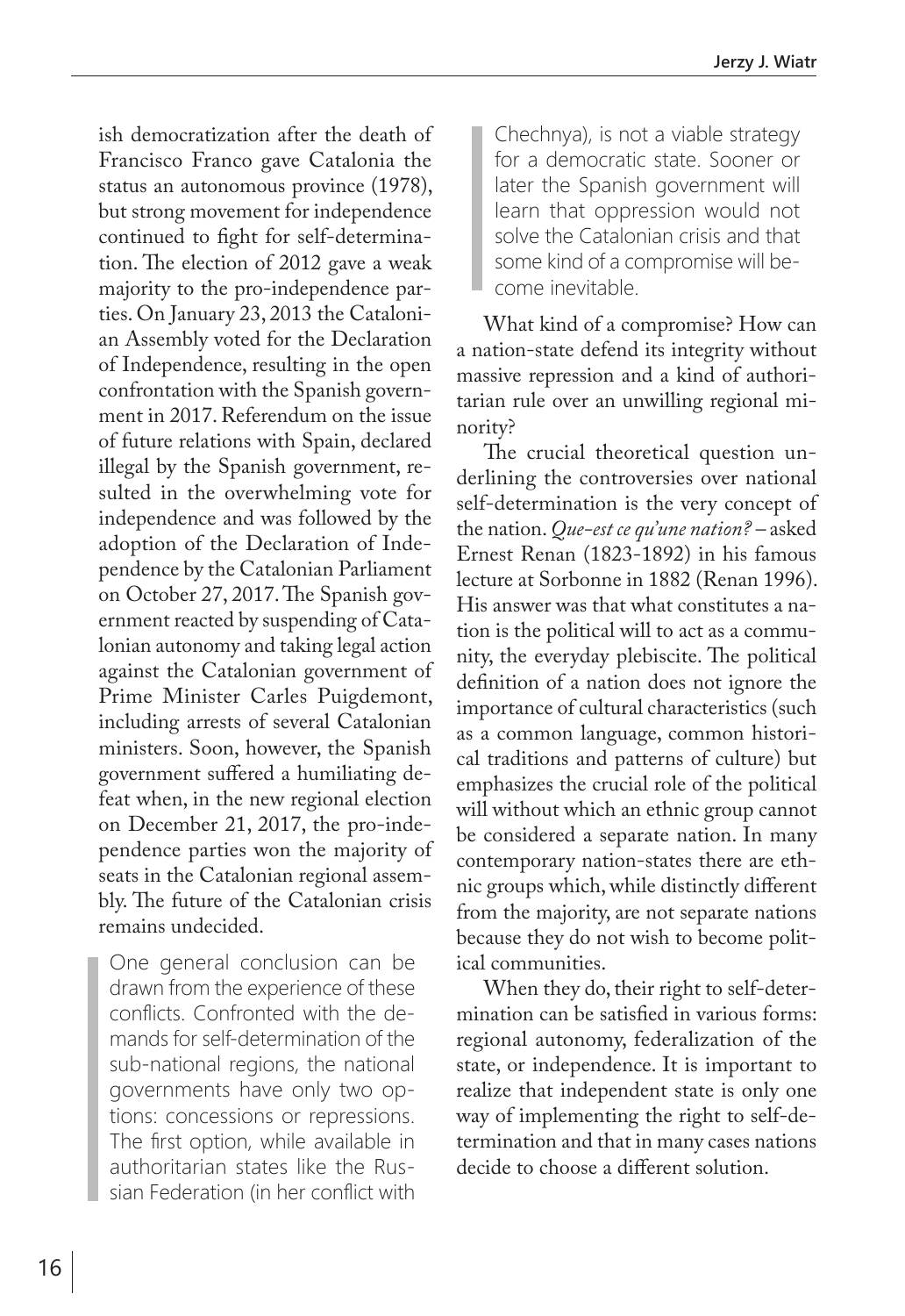ish democratization after the death of Francisco Franco gave Catalonia the status an autonomous province (1978), but strong movement for independence continued to fight for self-determination. The election of 2012 gave a weak majority to the pro-independence parties. On January 23, 2013 the Catalonian Assembly voted for the Declaration of Independence, resulting in the open confrontation with the Spanish government in 2017. Referendum on the issue of future relations with Spain, declared illegal by the Spanish government, resulted in the overwhelming vote for independence and was followed by the adoption of the Declaration of Independence by the Catalonian Parliament on October 27, 2017. The Spanish government reacted by suspending of Catalonian autonomy and taking legal action against the Catalonian government of Prime Minister Carles Puigdemont, including arrests of several Catalonian ministers. Soon, however, the Spanish government suffered a humiliating defeat when, in the new regional election on December 21, 2017, the pro-independence parties won the majority of seats in the Catalonian regional assembly. The future of the Catalonian crisis remains undecided.

> One general conclusion can be drawn from the experience of these conflicts. Confronted with the demands for self-determination of the sub-national regions, the national governments have only two options: concessions or repressions. The first option, while available in authoritarian states like the Russian Federation (in her conflict with Chechnya), is not a viable strategy for a democratic state. Sooner or later the Spanish government will learn that oppression would not solve the Catalonian crisis and that some kind of a compromise will become inevitable.

What kind of a compromise? How can a nation-state defend its integrity without massive repression and a kind of authoritarian rule over an unwilling regional minority?

The crucial theoretical question underlining the controversies over national self-determination is the very concept of the nation. *Que-est ce qu'une nation?* – asked Ernest Renan (1823-1892) in his famous lecture at Sorbonne in 1882 (Renan 1996). His answer was that what constitutes a nation is the political will to act as a community, the everyday plebiscite. The political definition of a nation does not ignore the importance of cultural characteristics (such as a common language, common historical traditions and patterns of culture) but emphasizes the crucial role of the political will without which an ethnic group cannot be considered a separate nation. In many contemporary nation-states there are ethnic groups which, while distinctly different from the majority, are not separate nations because they do not wish to become political communities.

When they do, their right to self-determination can be satisfied in various forms: regional autonomy, federalization of the state, or independence. It is important to realize that independent state is only one way of implementing the right to self-determination and that in many cases nations decide to choose a different solution.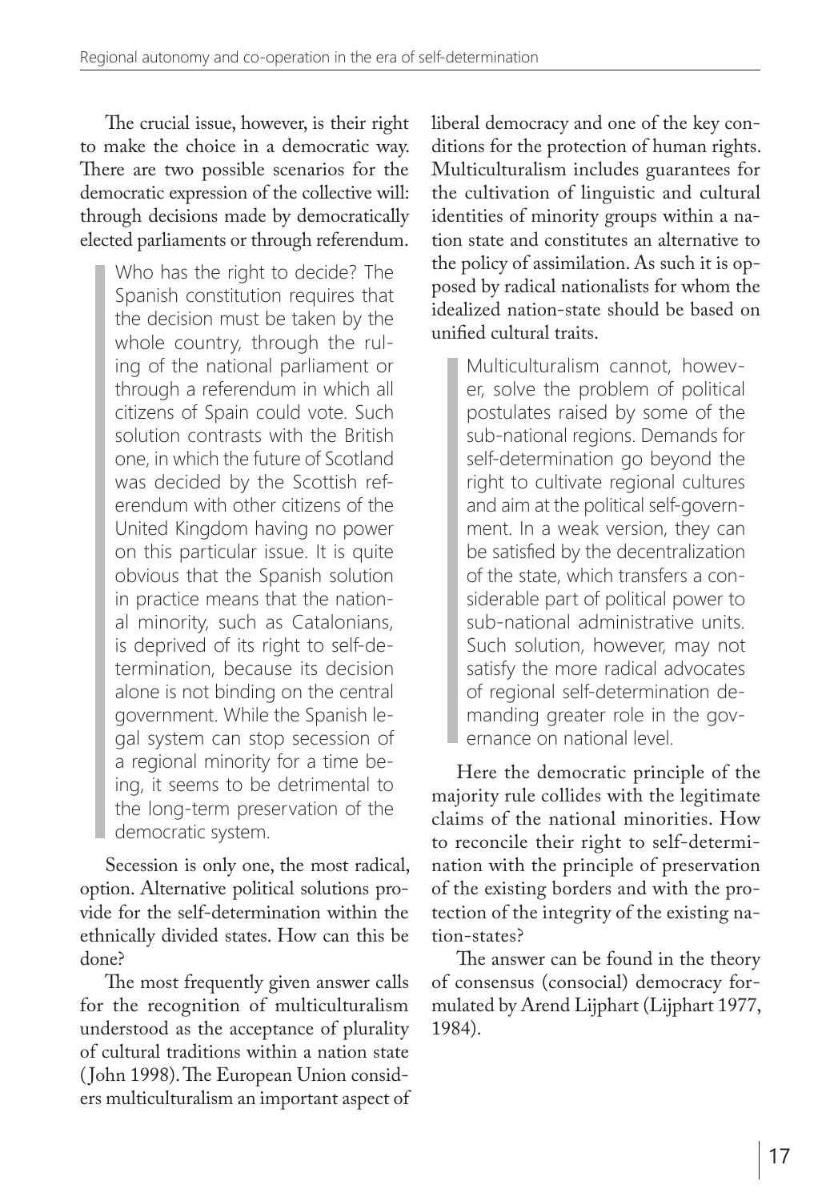The crucial issue, however, is their right to make the choice in a democratic way. There are two possible scenarios for the democratic expression of the collective will: through decisions made by democratically elected parliaments or through referendum.

> Who has the right to decide? The Spanish constitution requires that the decision must be taken by the whole country, through the ruling of the national parliament or through a referendum in which all citizens of Spain could vote. Such solution contrasts with the British one, in which the future of Scotland was decided by the Scottish referendum with other citizens of the United Kingdom having no power on this particular issue. It is quite obvious that the Spanish solution in practice means that the national minority, such as Catalonians, is deprived of its right to self-determination, because its decision alone is not binding on the central government. While the Spanish legal system can stop secession of a regional minority for a time being, it seems to be detrimental to the long-term preservation of the democratic system.

Secession is only one, the most radical, option. Alternative political solutions provide for the self-determination within the ethnically divided states. How can this be done?

The most frequently given answer calls for the recognition of multiculturalism understood as the acceptance of plurality of cultural traditions within a nation state (John 1998). The European Union considers multiculturalism an important aspect of liberal democracy and one of the key conditions for the protection of human rights. Multiculturalism includes guarantees for the cultivation of linguistic and cultural identities of minority groups within a nation state and constitutes an alternative to the policy of assimilation. As such it is opposed by radical nationalists for whom the idealized nation-state should be based on unified cultural traits.

> Multiculturalism cannot, however, solve the problem of political postulates raised by some of the sub-national regions. Demands for self-determination go beyond the right to cultivate regional cultures and aim at the political self-government. In a weak version, they can be satisfied by the decentralization of the state, which transfers a considerable part of political power to sub-national administrative units. Such solution, however, may not satisfy the more radical advocates of regional self-determination demanding greater role in the governance on national level.

Here the democratic principle of the majority rule collides with the legitimate claims of the national minorities. How to reconcile their right to self-determination with the principle of preservation of the existing borders and with the protection of the integrity of the existing nation-states?

The answer can be found in the theory of consensus (consocial) democracy formulated by Arend Lijphart (Lijphart 1977, 1984).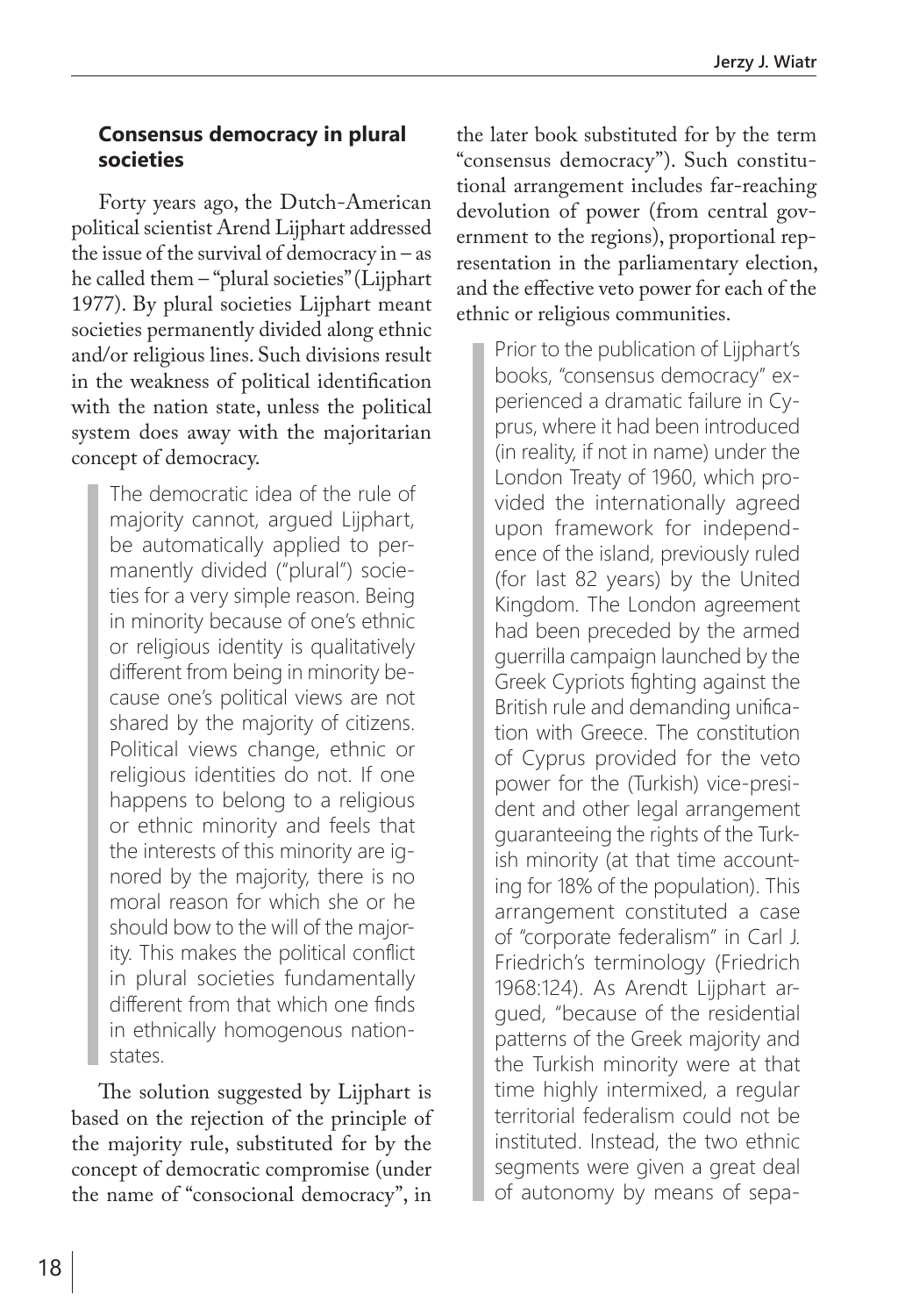### Consensus democracy in plural societies

Forty years ago, the Dutch-American political scientist Arend Lijphart addressed the issue of the survival of democracy in – as he called them – "plural societies" (Lijphart 1977). By plural societies Lijphart meant societies permanently divided along ethnic and/or religious lines. Such divisions result in the weakness of political identification with the nation state, unless the political system does away with the majoritarian concept of democracy.

> The democratic idea of the rule of majority cannot, argued Lijphart, be automatically applied to permanently divided ("plural") societies for a very simple reason. Being in minority because of one's ethnic or religious identity is qualitatively different from being in minority because one's political views are not shared by the majority of citizens. Political views change, ethnic or religious identities do not. If one happens to belong to a religious or ethnic minority and feels that the interests of this minority are ignored by the majority, there is no moral reason for which she or he should bow to the will of the majority. This makes the political conflict in plural societies fundamentally different from that which one finds in ethnically homogenous nation-states.

The solution suggested by Lijphart is based on the rejection of the principle of the majority rule, substituted for by the concept of democratic compromise (under the name of "consocional democracy", in the later book substituted for by the term "consensus democracy"). Such constitutional arrangement includes far-reaching devolution of power (from central government to the regions), proportional representation in the parliamentary election, and the effective veto power for each of the ethnic or religious communities.

> Prior to the publication of Lijphart's books, "consensus democracy" experienced a dramatic failure in Cyprus, where it had been introduced (in reality, if not in name) under the London Treaty of 1960, which provided the internationally agreed upon framework for independence of the island, previously ruled (for last 82 years) by the United Kingdom. The London agreement had been preceded by the armed guerrilla campaign launched by the Greek Cypriots fighting against the British rule and demanding unification with Greece. The constitution of Cyprus provided for the veto power for the (Turkish) vice-president and other legal arrangement guaranteeing the rights of the Turkish minority (at that time accounting for 18% of the population). This arrangement constituted a case of "corporate federalism" in Carl J. Friedrich's terminology (Friedrich 1968:124). As Arendt Lijphart argued, "because of the residential patterns of the Greek majority and the Turkish minority were at that time highly intermixed, a regular territorial federalism could not be instituted. Instead, the two ethnic segments were given a great deal of autonomy by means of sepa-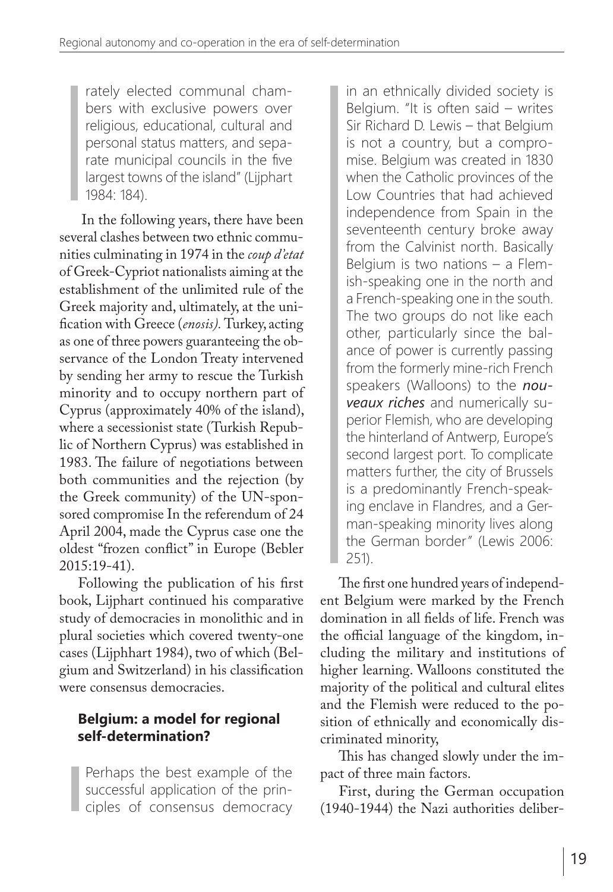> rately elected communal chambers with exclusive powers over religious, educational, cultural and personal status matters, and separate municipal councils in the five largest towns of the island" (Lijphart 1984: 184).

In the following years, there have been several clashes between two ethnic communities culminating in 1974 in the *coup d'etat* of Greek-Cypriot nationalists aiming at the establishment of the unlimited rule of the Greek majority and, ultimately, at the unification with Greece (*enosis)*. Turkey, acting as one of three powers guaranteeing the observance of the London Treaty intervened by sending her army to rescue the Turkish minority and to occupy northern part of Cyprus (approximately 40% of the island), where a secessionist state (Turkish Republic of Northern Cyprus) was established in 1983. The failure of negotiations between both communities and the rejection (by the Greek community) of the UN-sponsored compromise In the referendum of 24 April 2004, made the Cyprus case one the oldest "frozen conflict" in Europe (Bebler 2015:19-41).

Following the publication of his first book, Lijphart continued his comparative study of democracies in monolithic and in plural societies which covered twenty-one cases (Lijphhart 1984), two of which (Belgium and Switzerland) in his classification were consensus democracies.

### Belgium: a model for regional self-determination?

> Perhaps the best example of the successful application of the principles of consensus democracy in an ethnically divided society is Belgium. "It is often said – writes Sir Richard D. Lewis – that Belgium is not a country, but a compromise. Belgium was created in 1830 when the Catholic provinces of the Low Countries that had achieved independence from Spain in the seventeenth century broke away from the Calvinist north. Basically Belgium is two nations – a Flemish-speaking one in the north and a French-speaking one in the south. The two groups do not like each other, particularly since the balance of power is currently passing from the formerly mine-rich French speakers (Walloons) to the ***nouveaux riches*** and numerically superior Flemish, who are developing the hinterland of Antwerp, Europe's second largest port. To complicate matters further, the city of Brussels is a predominantly French-speaking enclave in Flandres, and a German-speaking minority lives along the German border" (Lewis 2006: 251).

The first one hundred years of independent Belgium were marked by the French domination in all fields of life. French was the official language of the kingdom, including the military and institutions of higher learning. Walloons constituted the majority of the political and cultural elites and the Flemish were reduced to the position of ethnically and economically discriminated minority,

This has changed slowly under the impact of three main factors.

First, during the German occupation (1940-1944) the Nazi authorities deliber-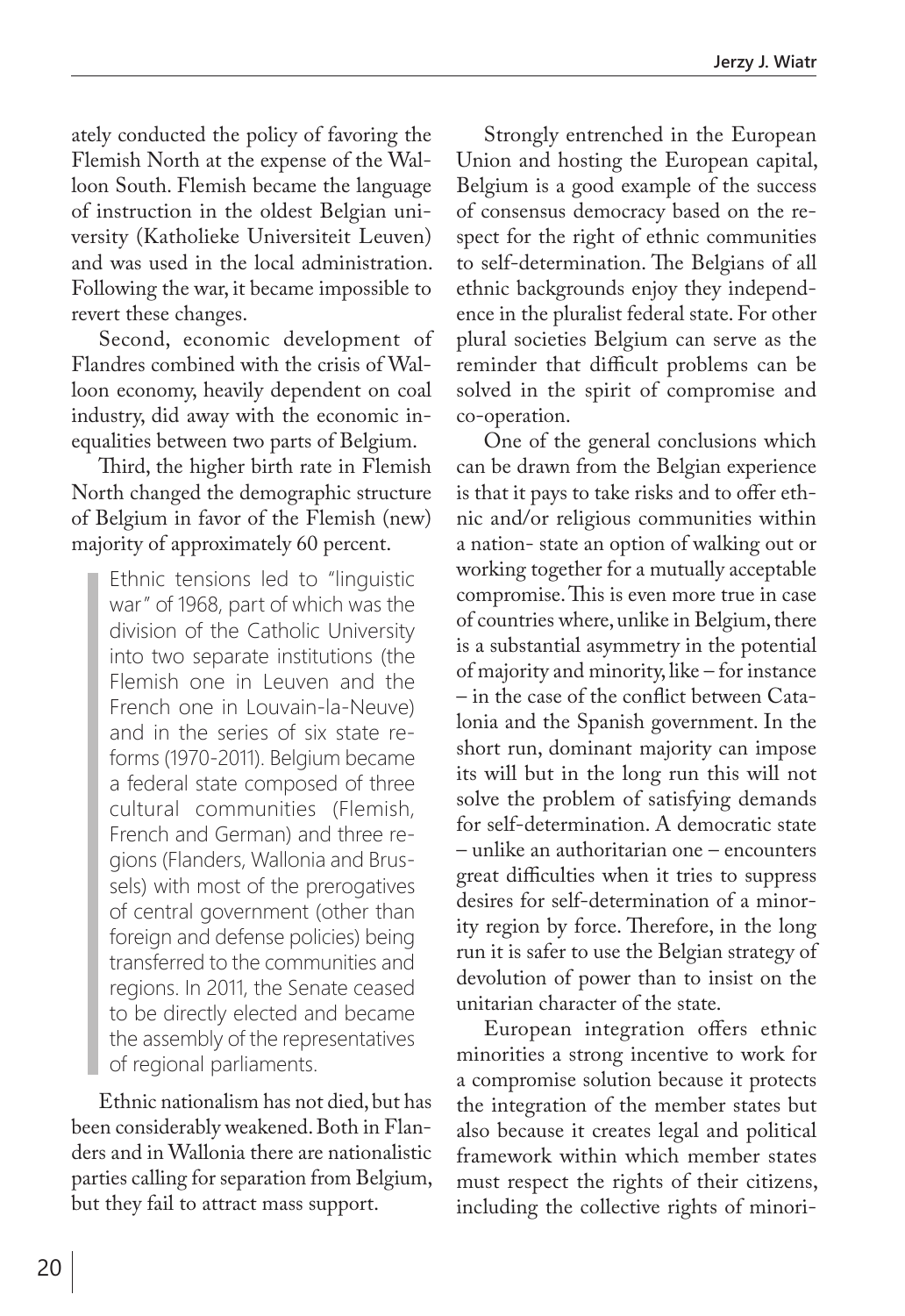ately conducted the policy of favoring the Flemish North at the expense of the Walloon South. Flemish became the language of instruction in the oldest Belgian university (Katholieke Universiteit Leuven) and was used in the local administration. Following the war, it became impossible to revert these changes.

Second, economic development of Flandres combined with the crisis of Walloon economy, heavily dependent on coal industry, did away with the economic inequalities between two parts of Belgium.

Third, the higher birth rate in Flemish North changed the demographic structure of Belgium in favor of the Flemish (new) majority of approximately 60 percent.

> Ethnic tensions led to "linguistic war" of 1968, part of which was the division of the Catholic University into two separate institutions (the Flemish one in Leuven and the French one in Louvain-la-Neuve) and in the series of six state reforms (1970-2011). Belgium became a federal state composed of three cultural communities (Flemish, French and German) and three regions (Flanders, Wallonia and Brussels) with most of the prerogatives of central government (other than foreign and defense policies) being transferred to the communities and regions. In 2011, the Senate ceased to be directly elected and became the assembly of the representatives of regional parliaments.

Ethnic nationalism has not died, but has been considerably weakened. Both in Flanders and in Wallonia there are nationalistic parties calling for separation from Belgium, but they fail to attract mass support.

Strongly entrenched in the European Union and hosting the European capital, Belgium is a good example of the success of consensus democracy based on the respect for the right of ethnic communities to self-determination. The Belgians of all ethnic backgrounds enjoy they independence in the pluralist federal state. For other plural societies Belgium can serve as the reminder that difficult problems can be solved in the spirit of compromise and co-operation.

One of the general conclusions which can be drawn from the Belgian experience is that it pays to take risks and to offer ethnic and/or religious communities within a nation- state an option of walking out or working together for a mutually acceptable compromise. This is even more true in case of countries where, unlike in Belgium, there is a substantial asymmetry in the potential of majority and minority, like – for instance – in the case of the conflict between Catalonia and the Spanish government. In the short run, dominant majority can impose its will but in the long run this will not solve the problem of satisfying demands for self-determination. A democratic state – unlike an authoritarian one – encounters great difficulties when it tries to suppress desires for self-determination of a minority region by force. Therefore, in the long run it is safer to use the Belgian strategy of devolution of power than to insist on the unitarian character of the state.

European integration offers ethnic minorities a strong incentive to work for a compromise solution because it protects the integration of the member states but also because it creates legal and political framework within which member states must respect the rights of their citizens, including the collective rights of minori-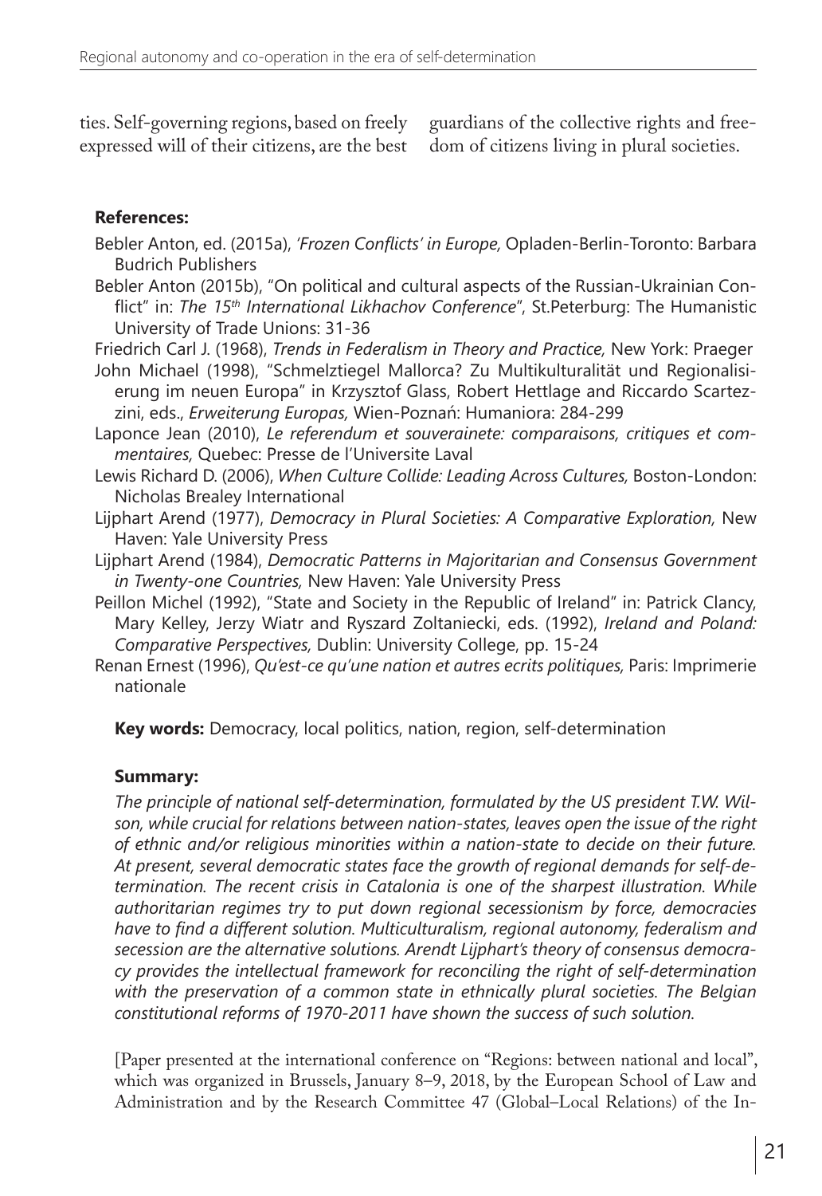ties. Self-governing regions, based on freely expressed will of their citizens, are the best guardians of the collective rights and freedom of citizens living in plural societies.

**References:**

Bebler Anton, ed. (2015a), *'Frozen Conflicts' in Europe,* Opladen-Berlin-Toronto: Barbara Budrich Publishers

Bebler Anton (2015b), "On political and cultural aspects of the Russian-Ukrainian Conflict" in: *The 15th International Likhachov Conference*", St.Peterburg: The Humanistic University of Trade Unions: 31-36

Friedrich Carl J. (1968), *Trends in Federalism in Theory and Practice,* New York: Praeger

John Michael (1998), "Schmelztiegel Mallorca? Zu Multikulturalität und Regionalisierung im neuen Europa" in Krzysztof Glass, Robert Hettlage and Riccardo Scartezzini, eds., *Erweiterung Europas,* Wien-Poznań: Humaniora: 284-299

Laponce Jean (2010), *Le referendum et souverainete: comparaisons, critiques et commentaires,* Quebec: Presse de l'Universite Laval

Lewis Richard D. (2006), *When Culture Collide: Leading Across Cultures,* Boston-London: Nicholas Brealey International

Lijphart Arend (1977), *Democracy in Plural Societies: A Comparative Exploration,* New Haven: Yale University Press

Lijphart Arend (1984), *Democratic Patterns in Majoritarian and Consensus Government in Twenty-one Countries,* New Haven: Yale University Press

Peillon Michel (1992), "State and Society in the Republic of Ireland" in: Patrick Clancy, Mary Kelley, Jerzy Wiatr and Ryszard Zoltaniecki, eds. (1992), *Ireland and Poland: Comparative Perspectives,* Dublin: University College, pp. 15-24

Renan Ernest (1996), *Qu'est-ce qu'une nation et autres ecrits politiques,* Paris: Imprimerie nationale

**Key words:** Democracy, local politics, nation, region, self-determination

**Summary:**

*The principle of national self-determination, formulated by the US president T.W. Wilson, while crucial for relations between nation-states, leaves open the issue of the right of ethnic and/or religious minorities within a nation-state to decide on their future. At present, several democratic states face the growth of regional demands for self-determination. The recent crisis in Catalonia is one of the sharpest illustration. While authoritarian regimes try to put down regional secessionism by force, democracies have to find a different solution. Multiculturalism, regional autonomy, federalism and secession are the alternative solutions. Arendt Lijphart's theory of consensus democracy provides the intellectual framework for reconciling the right of self-determination with the preservation of a common state in ethnically plural societies. The Belgian constitutional reforms of 1970-2011 have shown the success of such solution.*

[Paper presented at the international conference on "Regions: between national and local", which was organized in Brussels, January 8–9, 2018, by the European School of Law and Administration and by the Research Committee 47 (Global–Local Relations) of the In-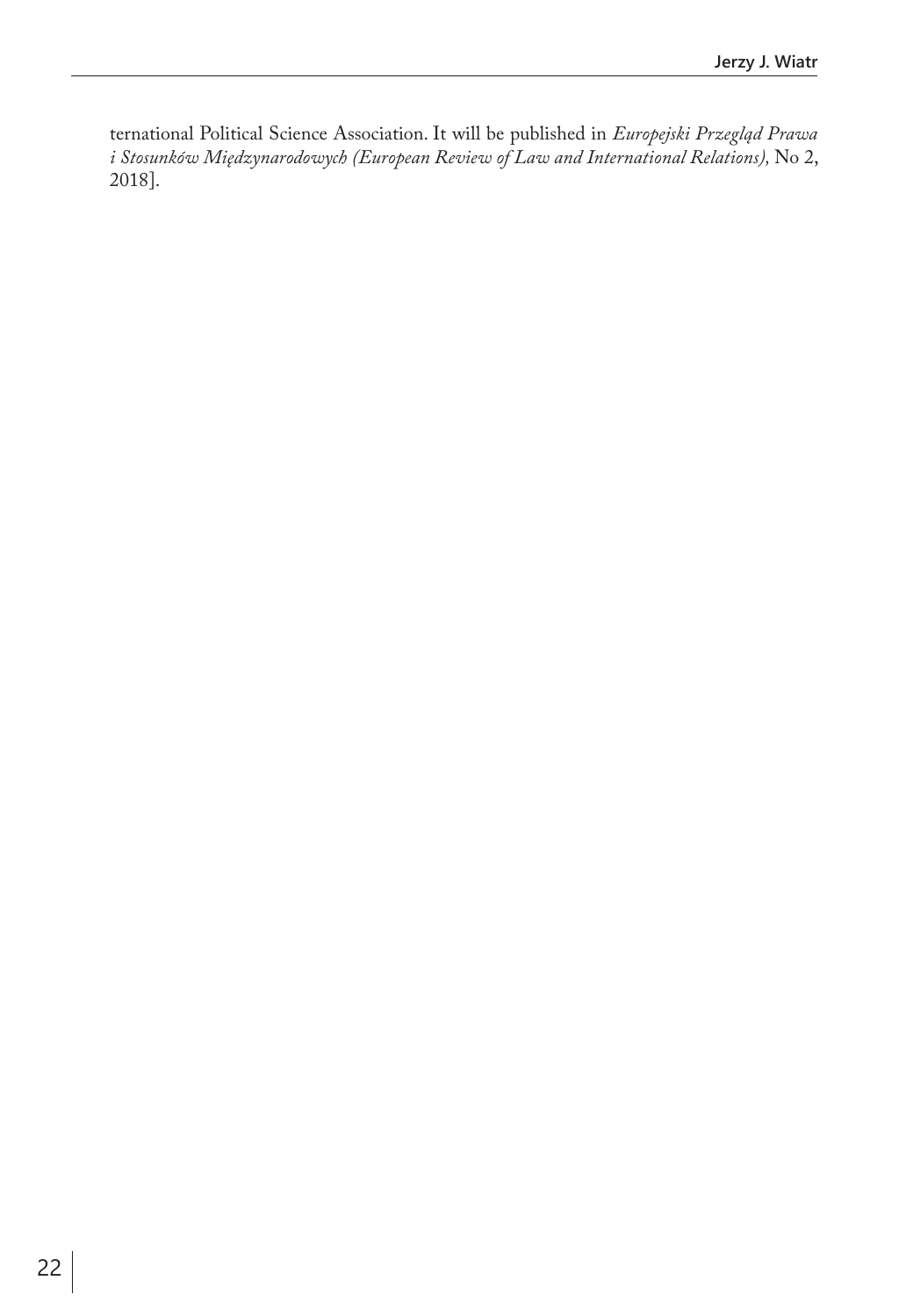ternational Political Science Association. It will be published in *Europejski Przegląd Prawa i Stosunków Międzynarodowych (European Review of Law and International Relations),* No 2, 2018].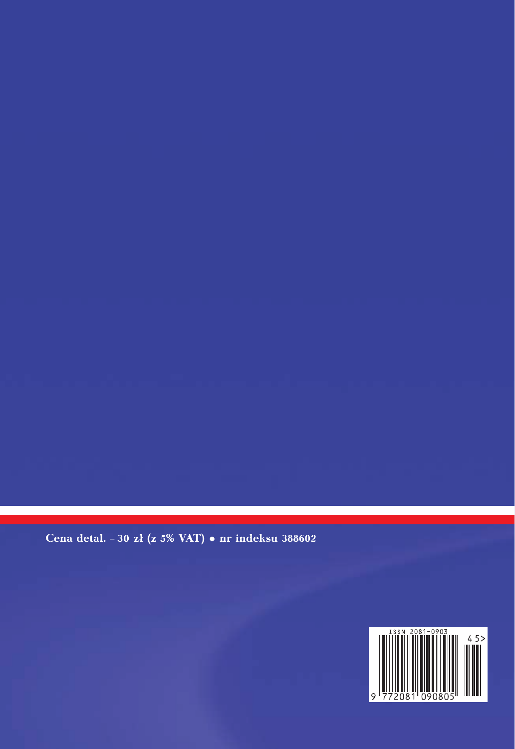**Cena detal. – 30 zł (z 5% VAT) • nr indeksu 388602**

ISSN 2081-0903